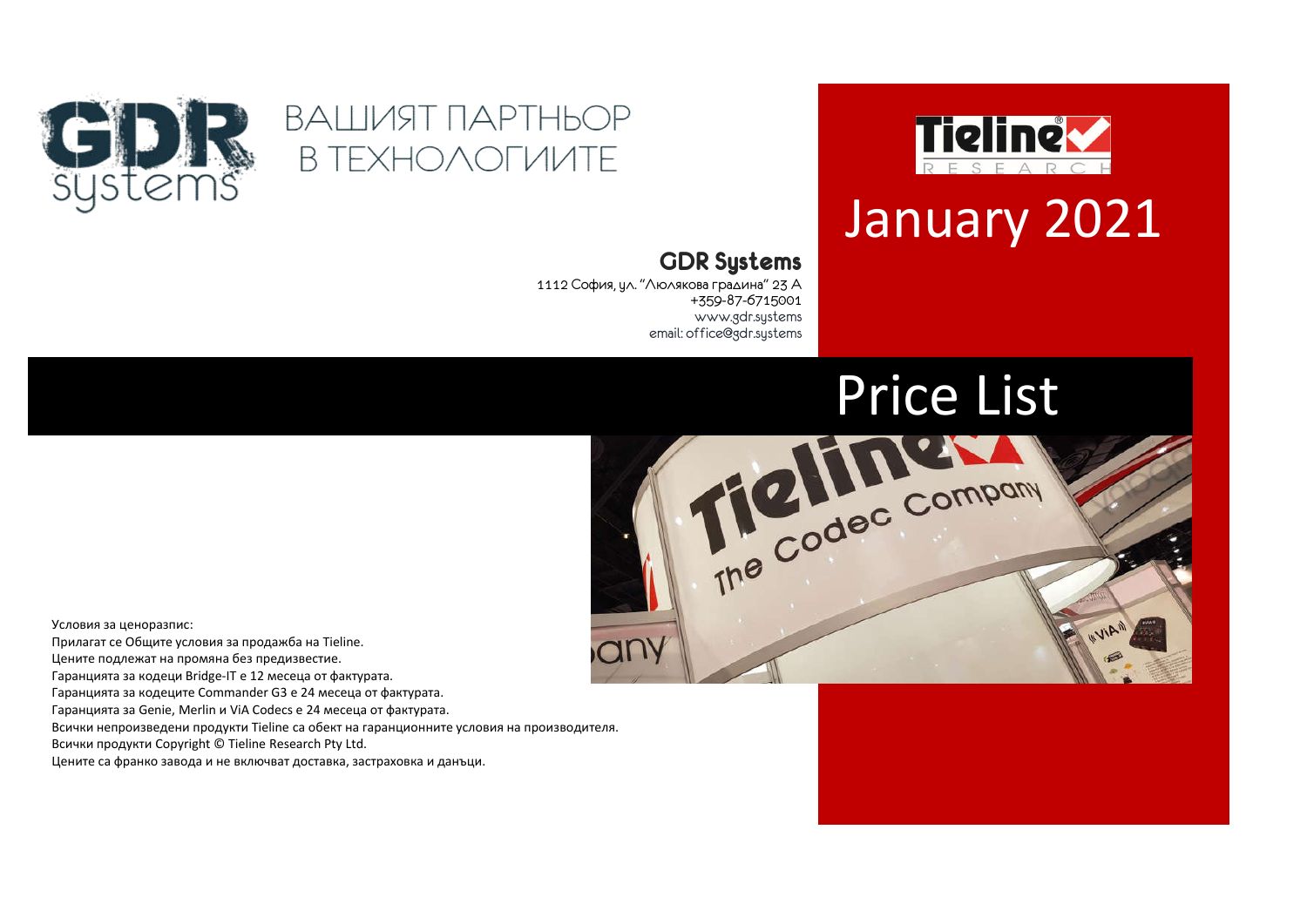# GDR systems

ВАШИЯТ ПАРТНЬОР В ТЕХНОЛОГИИТЕ

**GDR Systems**

1112 София, ул. "Люлякова градина" 23 А
+359-87-6715001
www.gdr.systems
email: office@gdr.systems

Tieline RESEARCH

# January 2021

# Price List

Условия за ценоразпис:
Прилагат се Общите условия за продажба на Tieline.
Цените подлежат на промяна без предизвестие.
Гаранцията за кодеци Bridge-IT е 12 месеца от фактурата.
Гаранцията за кодеците Commander G3 е 24 месеца от фактурата.
Гаранцията за Genie, Merlin и ViA Codecs е 24 месеца от фактурата.
Всички непроизведени продукти Tieline са обект на гаранционните условия на производителя.
Всички продукти Copyright © Tieline Research Pty Ltd.
Цените са франко завода и не включват доставка, застраховка и данъци.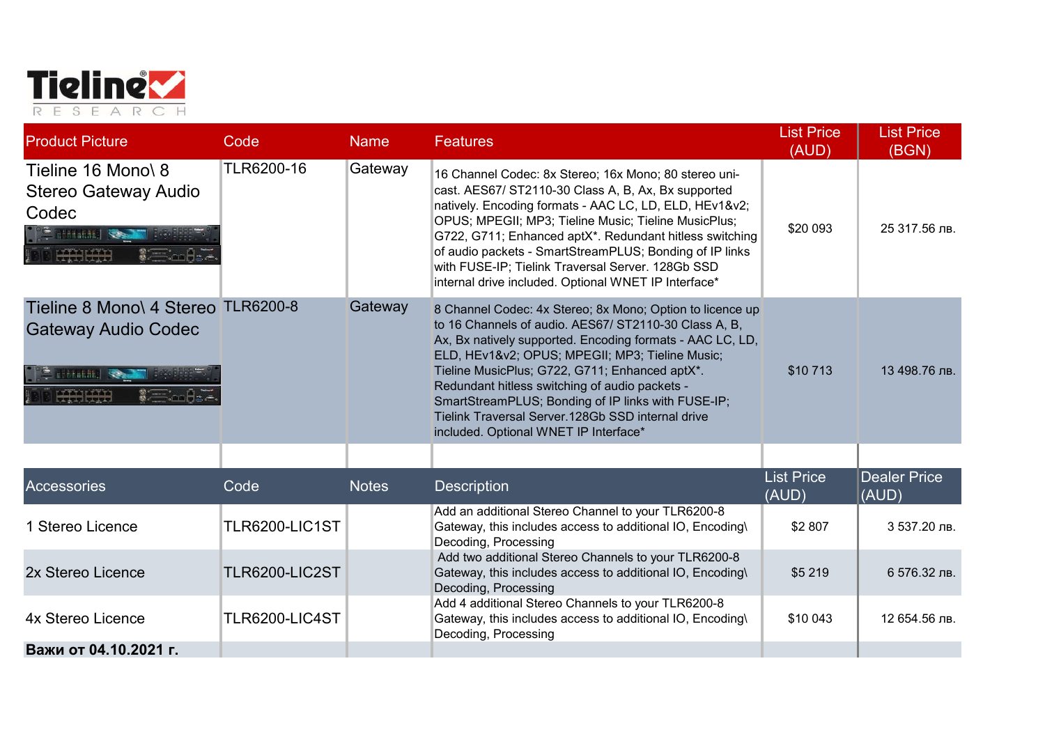Tieline RESEARCH

| Product Picture | Code | Name | Features | List Price (AUD) | List Price (BGN) |
| --- | --- | --- | --- | --- | --- |
| Tieline 16 Mono\ 8 Stereo Gateway Audio Codec | TLR6200-16 | Gateway | 16 Channel Codec: 8x Stereo; 16x Mono; 80 stereo uni-cast. AES67/ ST2110-30 Class A, B, Ax, Bx supported natively. Encoding formats - AAC LC, LD, ELD, HEv1&v2; OPUS; MPEGII; MP3; Tieline Music; Tieline MusicPlus; G722, G711; Enhanced aptX*. Redundant hitless switching of audio packets - SmartStreamPLUS; Bonding of IP links with FUSE-IP; Tielink Traversal Server. 128Gb SSD internal drive included. Optional WNET IP Interface* | $20 093 | 25 317.56 лв. |
| Tieline 8 Mono\ 4 Stereo Gateway Audio Codec | TLR6200-8 | Gateway | 8 Channel Codec: 4x Stereo; 8x Mono; Option to licence up to 16 Channels of audio. AES67/ ST2110-30 Class A, B, Ax, Bx natively supported. Encoding formats - AAC LC, LD, ELD, HEv1&v2; OPUS; MPEGII; MP3; Tieline Music; Tieline MusicPlus; G722, G711; Enhanced aptX*. Redundant hitless switching of audio packets - SmartStreamPLUS; Bonding of IP links with FUSE-IP; Tielink Traversal Server.128Gb SSD internal drive included. Optional WNET IP Interface* | $10 713 | 13 498.76 лв. |

| Accessories | Code | Notes | Description | List Price (AUD) | Dealer Price (AUD) |
| --- | --- | --- | --- | --- | --- |
| 1 Stereo Licence | TLR6200-LIC1ST | | Add an additional Stereo Channel to your TLR6200-8 Gateway, this includes access to additional IO, Encoding\ Decoding, Processing | $2 807 | 3 537.20 лв. |
| 2x Stereo Licence | TLR6200-LIC2ST | | Add two additional Stereo Channels to your TLR6200-8 Gateway, this includes access to additional IO, Encoding\ Decoding, Processing | $5 219 | 6 576.32 лв. |
| 4x Stereo Licence | TLR6200-LIC4ST | | Add 4 additional Stereo Channels to your TLR6200-8 Gateway, this includes access to additional IO, Encoding\ Decoding, Processing | $10 043 | 12 654.56 лв. |

**Важи от 04.10.2021 г.**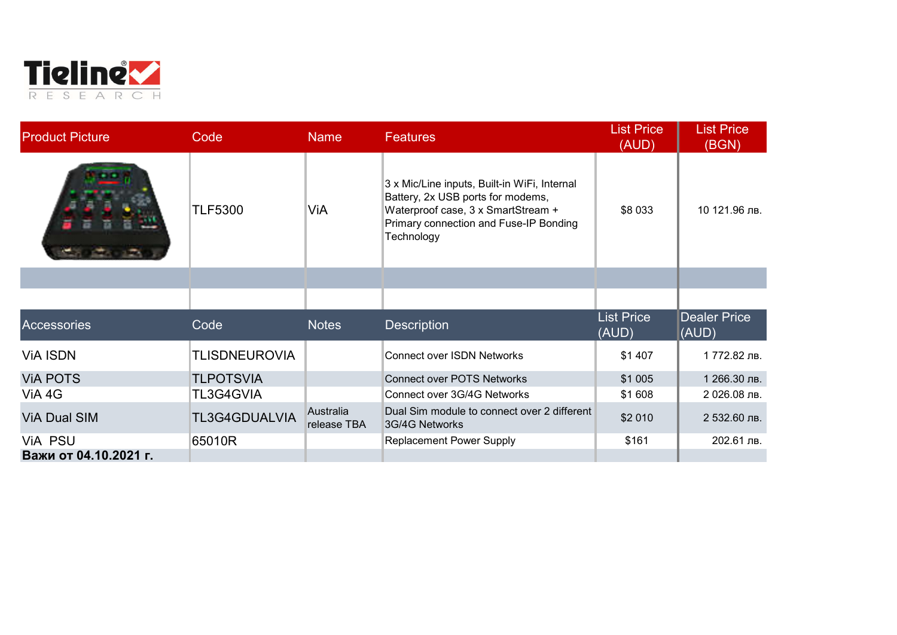**Tieline RESEARCH**

| Product Picture | Code | Name | Features | List Price (AUD) | List Price (BGN) |
|---|---|---|---|---|---|
| | TLF5300 | ViA | 3 x Mic/Line inputs, Built-in WiFi, Internal Battery, 2x USB ports for modems, Waterproof case, 3 x SmartStream + Primary connection and Fuse-IP Bonding Technology | $8 033 | 10 121.96 лв. |
| | | | | | |
| | | | | | |
| **Accessories** | **Code** | **Notes** | **Description** | **List Price (AUD)** | **Dealer Price (AUD)** |
| ViA ISDN | TLISDNEUROVIA | | Connect over ISDN Networks | $1 407 | 1 772.82 лв. |
| ViA POTS | TLPOTSVIA | | Connect over POTS Networks | $1 005 | 1 266.30 лв. |
| ViA 4G | TL3G4GVIA | | Connect over 3G/4G Networks | $1 608 | 2 026.08 лв. |
| ViA Dual SIM | TL3G4GDUALVIA | Australia release TBA | Dual Sim module to connect over 2 different 3G/4G Networks | $2 010 | 2 532.60 лв. |
| ViA PSU | 65010R | | Replacement Power Supply | $161 | 202.61 лв. |
| **Важи от 04.10.2021 г.** | | | | | |